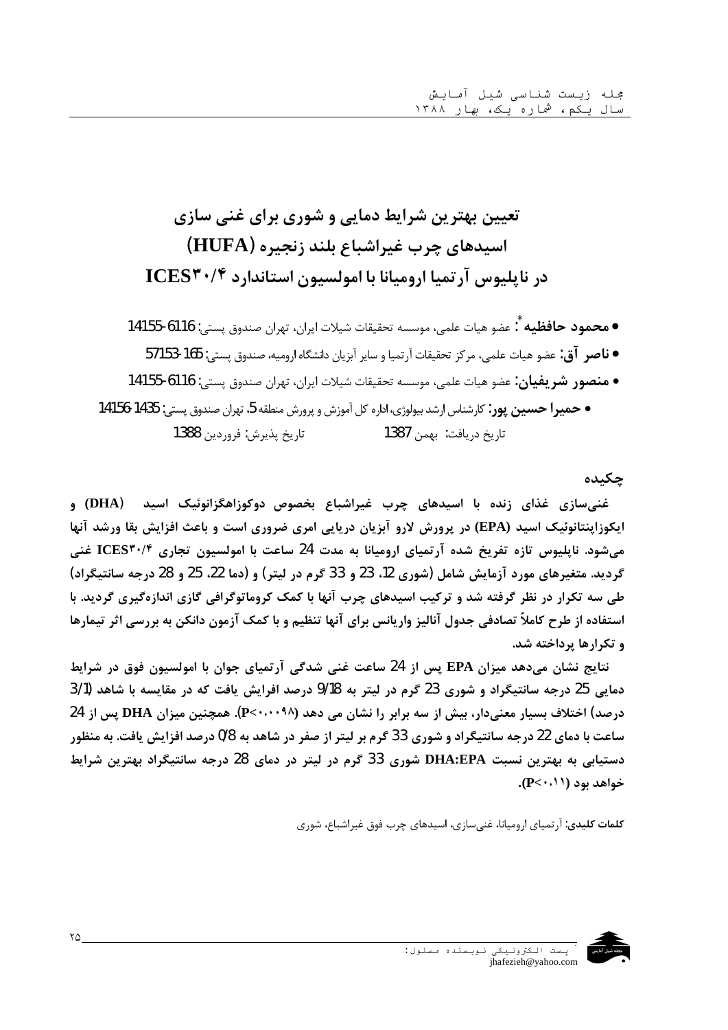# تعیین بهترین شرایط دمایی و شوری برای غنی سازی اسیدهای چرب غیراشباع بلند زنجیره (HUFA) در ناپلیوس آرتمیا ارومیانا با امولسیون استاندارد ICES۳۰/۴

- **محمود حافظیه**[*]: عضو هیات علمی، موسسه تحقیقات شیلات ایران، تهران صندوق پستی: 6116-14155
- **ناصر آق**: عضو هیات علمی، مرکز تحقیقات آرتمیا و سایر آبزیان دانشگاه ارومیه، صندوق پستی: 165-57153
- **منصور شریفیان**: عضو هیات علمی، موسسه تحقیقات شیلات ایران، تهران صندوق پستی: 6116-14155
- **حمیرا حسین پور**: کارشناس ارشد بیولوژی، اداره کل آموزش و پرورش منطقه 5، تهران صندوق پستی: 1435-14156

تاریخ دریافت: بهمن 1387 &nbsp;&nbsp;&nbsp;&nbsp; تاریخ پذیرش: فروردین 1388

## چکیده

غنی‌سازی غذای زنده با اسیدهای چرب غیراشباع بخصوص دوکوزاهگزانوئیک اسید (DHA) و ایکوزاپنتانوئیک اسید (EPA) در پرورش لارو آبزیان دریایی امری ضروری است و باعث افزایش بقا ورشد آنها می‌شود. ناپلیوس تازه تفریخ شده آرتمیای ارومیانا به مدت 24 ساعت با امولسیون تجاری ICES۳۰/۴ غنی گردید. متغیرهای مورد آزمایش شامل (شوری 12، 23 و 33 گرم در لیتر) و (دما 22، 25 و 28 درجه سانتیگراد) طی سه تکرار در نظر گرفته شد و ترکیب اسیدهای چرب آنها با کمک کروماتوگرافی گازی اندازه‌گیری گردید. با استفاده از طرح کاملاً تصادفی جدول آنالیز واریانس برای آنها تنظیم و با کمک آزمون دانکن به بررسی اثر تیمارها و تکرارها پرداخته شد.

نتایج نشان می‌دهد میزان EPA پس از 24 ساعت غنی شدگی آرتمیای جوان با امولسیون فوق در شرایط دمایی 25 درجه سانتیگراد و شوری 23 گرم در لیتر به 9/18 درصد افزایش یافت که در مقایسه با شاهد (3/1 درصد) اختلاف بسیار معنی‌دار، بیش از سه برابر را نشان می دهد ($P<۰.۰۰۹۸$). همچنین میزان DHA پس از 24 ساعت با دمای 22 درجه سانتیگراد و شوری 33 گرم بر لیتر از صفر در شاهد به 0/8 درصد افزایش یافت. به منظور دستیابی به بهترین نسبت DHA:EPA شوری 33 گرم در لیتر در دمای 28 درجه سانتیگراد بهترین شرایط خواهد بود ($P<۰.۱۱$).

**کلمات کلیدی:** آرتمیای ارومیانا، غنی‌سازی، اسیدهای چرب فوق غیراشباع، شوری

[*] پست الکترونیکی نویسنده مسئول: jhafezieh@yahoo.com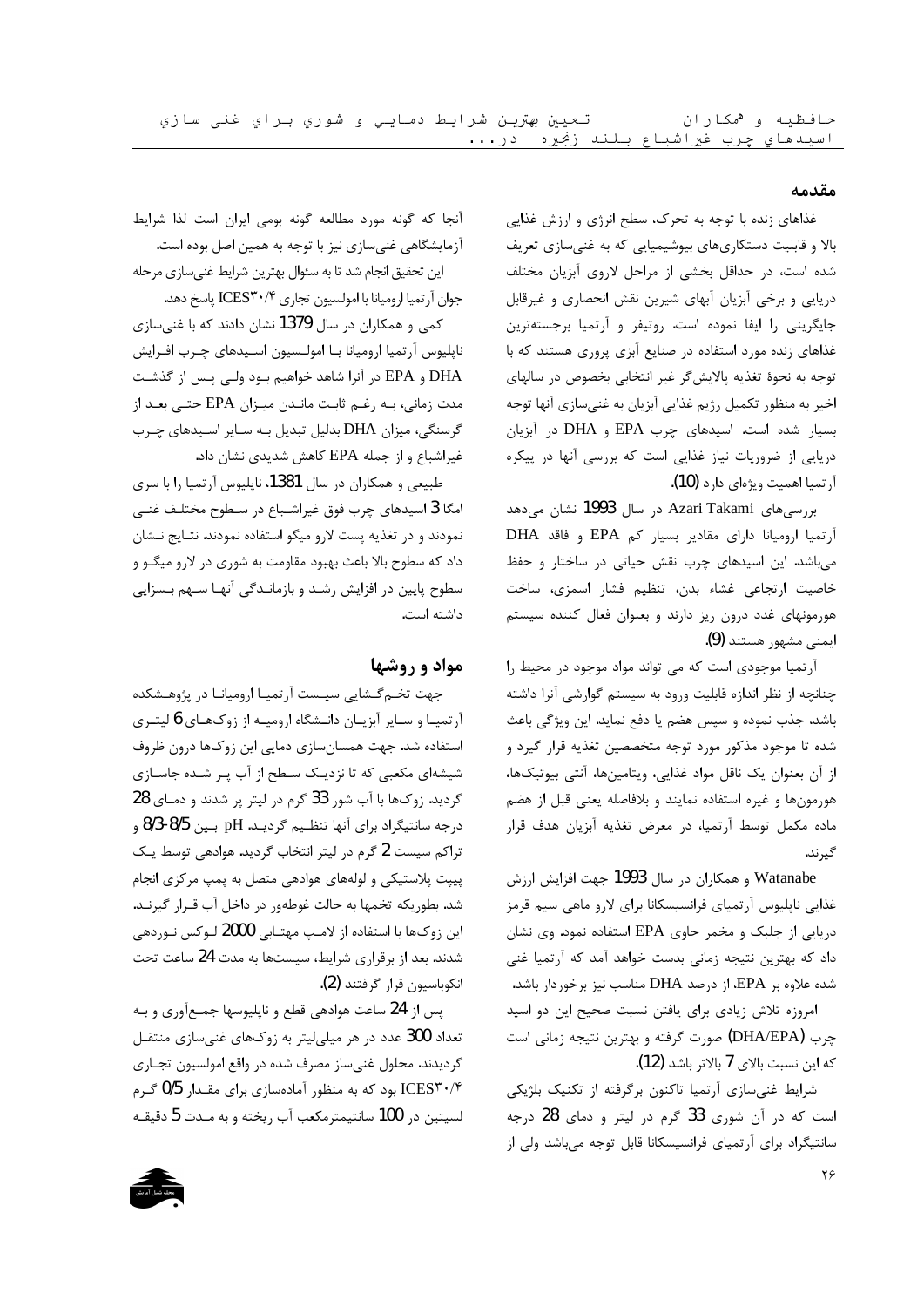## مقدمه

غذاهای زنده با توجه به تحرک، سطح انرژی و ارزش غذایی بالا و قابلیت دستکاری‌های بیوشیمیایی که به غنی‌سازی تعریف شده است، در حداقل بخشی از مراحل لاروی آبزیان مختلف دریایی و برخی آبزیان آبهای شیرین نقش انحصاری و غیرقابل جایگزینی را ایفا نموده است. روتیفر و آرتمیا برجسته‌ترین غذاهای زنده مورد استفاده در صنایع آبزی پروری هستند که با توجه به نحوهٔ تغذیه پالایش‌گر غیر انتخابی بخصوص در سالهای اخیر به منظور تکمیل رژیم غذایی آبزیان به غنی‌سازی آنها توجه بسیار شده است. اسیدهای چرب EPA و DHA در آبزیان دریایی از ضروریات نیاز غذایی است که بررسی آنها در پیکره آرتمیا اهمیت ویژه‌ای دارد (10).

بررسی‌های Azari Takami در سال 1993 نشان می‌دهد آرتمیا ارومیانا دارای مقادیر بسیار کم EPA و فاقد DHA می‌باشد. این اسیدهای چرب نقش حیاتی در ساختار و حفظ خاصیت ارتجاعی غشاء بدن، تنظیم فشار اسمزی، ساخت هورمونهای غدد درون ریز دارند و بعنوان فعال کننده سیستم ایمنی مشهور هستند (9).

آرتمیا موجودی است که می تواند مواد موجود در محیط را چنانچه از نظر اندازه قابلیت ورود به سیستم گوارشی آنرا داشته باشد، جذب نموده و سپس هضم یا دفع نماید. این ویژگی باعث شده تا موجود مذکور مورد توجه متخصصین تغذیه قرار گیرد و از آن بعنوان یک ناقل مواد غذایی، ویتامین‌ها، آنتی بیوتیک‌ها، هورمون‌ها و غیره استفاده نمایند و بلافاصله یعنی قبل از هضم ماده مکمل توسط آرتمیا، در معرض تغذیه آبزیان هدف قرار گیرند.

Watanabe و همکاران در سال 1993 جهت افزایش ارزش غذایی ناپلیوس آرتمیای فرانسیسکانا برای لارو ماهی سیم قرمز دریایی از جلبک و مخمر حاوی EPA استفاده نمود. وی نشان داد که بهترین نتیجه زمانی بدست خواهد آمد که آرتمیا غنی شده علاوه بر EPA، از درصد DHA مناسب نیز برخوردار باشد.

امروزه تلاش زیادی برای یافتن نسبت صحیح این دو اسید چرب (DHA/EPA) صورت گرفته و بهترین نتیجه زمانی است که این نسبت بالای 7 بالاتر باشد (12).

شرایط غنی‌سازی آرتمیا تاکنون برگرفته از تکنیک بلژیکی است که در آن شوری 33 گرم در لیتر و دمای 28 درجه سانتیگراد برای آرتمیای فرانسیسکانا قابل توجه می‌باشد ولی از آنجا که گونه مورد مطالعه گونه بومی ایران است لذا شرایط آزمایشگاهی غنی‌سازی نیز با توجه به همین اصل بوده است.

این تحقیق انجام شد تا به سئوال بهترین شرایط غنی‌سازی مرحله جوان آرتمیا ارومیانا با امولسیون تجاری ICES۳۰/۴ پاسخ دهد.

کمی و همکاران در سال 1379 نشان دادند که با غنی‌سازی ناپلیوس آرتمیا ارومیانا با امولسیون اسیدهای چرب افزایش DHA و EPA در آنرا شاهد خواهیم بود ولی پس از گذشت مدت زمانی، به رغم ثابت ماندن میزان EPA حتی بعد از گرسنگی، میزان DHA بدلیل تبدیل به سایر اسیدهای چرب غیراشباع و از جمله EPA کاهش شدیدی نشان داد.

طبیعی و همکاران در سال 1381، ناپلیوس آرتمیا را با سری امگا 3 اسیدهای چرب فوق غیراشباع در سطوح مختلف غنی نمودند و در تغذیه پست لارو میگو استفاده نمودند. نتایج نشان داد که سطوح بالا باعث بهبود مقاومت به شوری در لارو میگو و سطوح پایین در افزایش رشد و بازماندگی آنها سهم بسزایی داشته است.

## مواد و روشها

جهت تخم‌گشایی سیست آرتمیا ارومیانا در پژوهشکده آرتمیا و سایر آبزیان دانشگاه ارومیه از زوک‌های 6 لیتری استفاده شد. جهت همسان‌سازی دمایی این زوک‌ها درون ظروف شیشه‌ای مکعبی که تا نزدیک سطح از آب پر شده جاسازی گردید. زوک‌ها با آب شور 33 گرم در لیتر پر شدند و دمای 28 درجه سانتیگراد برای آنها تنظیم گردید. pH بین 8/5-8/3 و تراکم سیست 2 گرم در لیتر انتخاب گردید. هوادهی توسط یک پیپت پلاستیکی و لوله‌های هوادهی متصل به پمپ مرکزی انجام شد. بطوریکه تخمها به حالت غوطه‌ور در داخل آب قرار گیرند. این زوک‌ها با استفاده از لامپ مهتابی 2000 لوکس نوردهی شدند. بعد از برقراری شرایط، سیستها به مدت 24 ساعت تحت انکوباسیون قرار گرفتند (2).

پس از 24 ساعت هوادهی قطع و ناپلیوسها جمع‌آوری و به تعداد 300 عدد در هر میلی‌لیتر به زوک‌های غنی‌سازی منتقل گردیدند. محلول غنی‌ساز مصرف شده در واقع امولسیون تجاری ICES۳۰/۴ بود که به منظور آماده‌سازی برای مقدار 0/5 گرم لسیتین در 100 سانتیمترمکعب آب ریخته و به مدت 5 دقیقه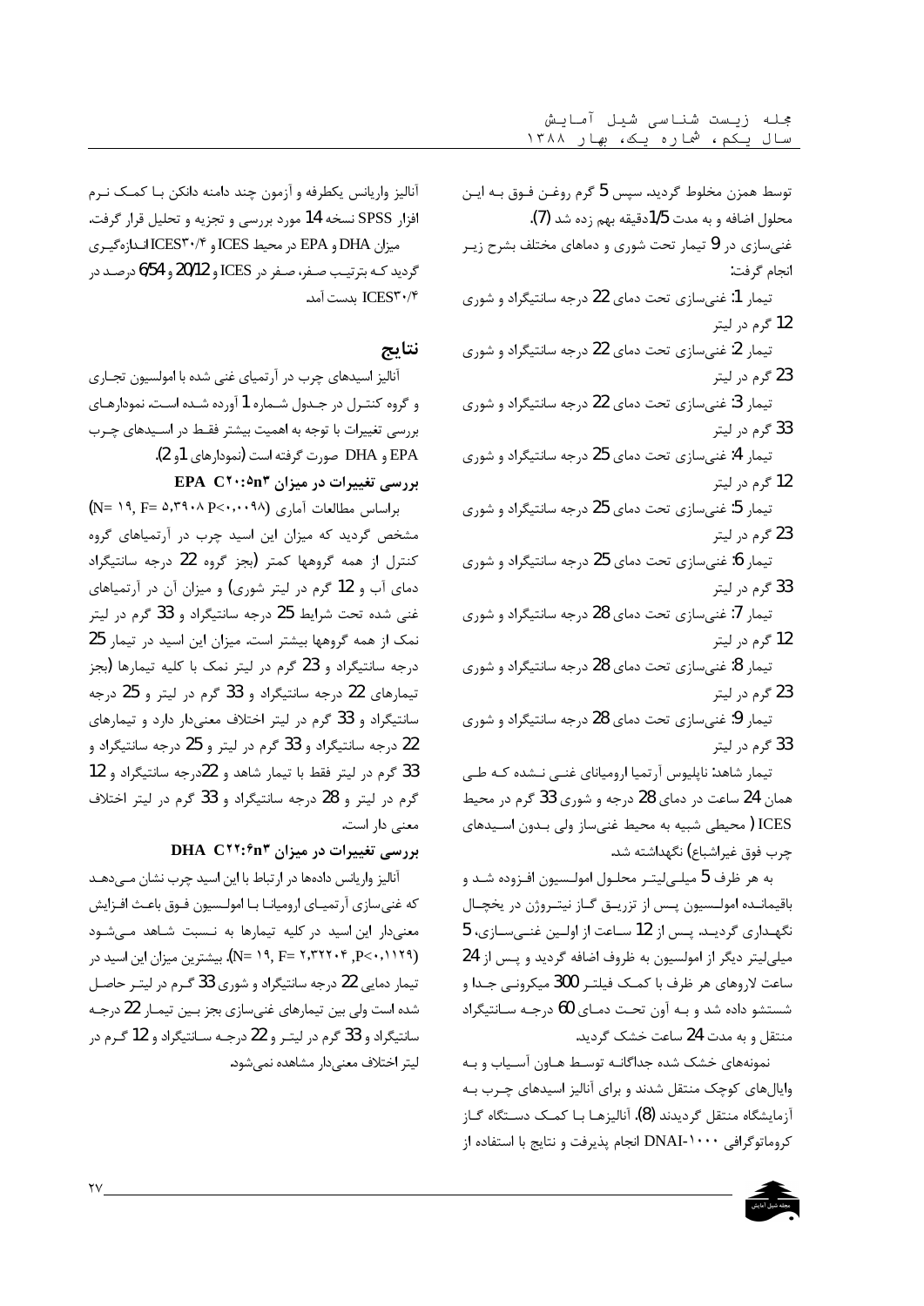توسط همزن مخلوط گردید. سپس 5 گرم روغن فوق به این محلول اضافه و به مدت 1/5دقیقه بهم زده شد (7).

غنی‌سازی در 9 تیمار تحت شوری و دماهای مختلف بشرح زیر انجام گرفت:

تیمار 1: غنی‌سازی تحت دمای 22 درجه سانتیگراد و شوری 12 گرم در لیتر

تیمار 2: غنی‌سازی تحت دمای 22 درجه سانتیگراد و شوری 23 گرم در لیتر

تیمار 3: غنی‌سازی تحت دمای 22 درجه سانتیگراد و شوری 33 گرم در لیتر

تیمار 4: غنی‌سازی تحت دمای 25 درجه سانتیگراد و شوری 12 گرم در لیتر

تیمار 5: غنی‌سازی تحت دمای 25 درجه سانتیگراد و شوری 23 گرم در لیتر

تیمار 6: غنی‌سازی تحت دمای 25 درجه سانتیگراد و شوری 33 گرم در لیتر

تیمار 7: غنی‌سازی تحت دمای 28 درجه سانتیگراد و شوری 12 گرم در لیتر

تیمار 8: غنی‌سازی تحت دمای 28 درجه سانتیگراد و شوری 23 گرم در لیتر

تیمار 9: غنی‌سازی تحت دمای 28 درجه سانتیگراد و شوری 33 گرم در لیتر

تیمار شاهد: ناپلیوس آرتمیا ارومیانای غنی نشده که طی همان 24 ساعت در دمای 28 درجه و شوری 33 گرم در محیط ICES ( محیطی شبیه به محیط غنی‌ساز ولی بدون اسیدهای چرب فوق غیراشباع) نگهداشته شد.

به هر ظرف 5 میلی‌لیتر محلول امولسیون افزوده شد و باقیمانده امولسیون پس از تزریق گاز نیتروژن در یخچال نگهداری گردید. پس از 12 ساعت از اولین غنی‌سازی، 5 میلی‌لیتر دیگر از امولسیون به ظروف اضافه گردید و پس از 24 ساعت لاروهای هر ظرف با کمک فیلتر 300 میکرونی جدا و شستشو داده شد و به آون تحت دمای 60 درجه سانتیگراد منتقل و به مدت 24 ساعت خشک گردید.

نمونه‌های خشک شده جداگانه توسط هاون آسیاب و به وایال‌های کوچک منتقل شدند و برای آنالیز اسیدهای چرب به آزمایشگاه منتقل گردیدند (8). آنالیزها با کمک دستگاه گاز کروماتوگرافی DNAI-۱۰۰۰ انجام پذیرفت و نتایج با استفاده از آنالیز واریانس یکطرفه و آزمون چند دامنه دانکن با کمک نرم افزار SPSS نسخه 14 مورد بررسی و تجزیه و تحلیل قرار گرفت.

میزان DHA و EPA در محیط ICES و ICES۳۰/۴ اندازه‌گیری گردید که بترتیب صفر، صفر در ICES و 20/12 و 6/54 درصد در ICES۳۰/۴ بدست آمد.

## نتایج

آنالیز اسیدهای چرب در آرتمیای غنی شده با امولسیون تجاری و گروه کنترل در جدول شماره 1 آورده شده است. نمودارهای بررسی تغییرات با توجه به اهمیت بیشتر فقط در اسیدهای چرب EPA و DHA صورت گرفته است (نمودارهای 1و 2).

### بررسی تغییرات در میزان EPA C۲۰:۵n۳

براساس مطالعات آماری (N= ۱۹, F= ۵,۳۹۰۸ P<۰,۰۰۹۸) مشخص گردید که میزان این اسید چرب در آرتمیاهای گروه کنترل از همه گروهها کمتر (بجز گروه 22 درجه سانتیگراد دمای آب و 12 گرم در لیتر شوری) و میزان آن در آرتمیاهای غنی شده تحت شرایط 25 درجه سانتیگراد و 33 گرم در لیتر نمک از همه گروهها بیشتر است. میزان این اسید در تیمار 25 درجه سانتیگراد و 23 گرم در لیتر نمک با کلیه تیمارها (بجز تیمارهای 22 درجه سانتیگراد و 33 گرم در لیتر و 25 درجه سانتیگراد و 33 گرم در لیتر اختلاف معنی‌دار دارد و تیمارهای 22 درجه سانتیگراد و 33 گرم در لیتر و 25 درجه سانتیگراد و 33 گرم در لیتر فقط با تیمار شاهد و 22درجه سانتیگراد و 12 گرم در لیتر و 28 درجه سانتیگراد و 33 گرم در لیتر اختلاف معنی دار است.

### بررسی تغییرات در میزان DHA C۲۲:۶n۳

آنالیز واریانس داده‌ها در ارتباط با این اسید چرب نشان می‌دهد که غنی‌سازی آرتمیای ارومیانا با امولسیون فوق باعث افزایش معنی‌دار این اسید در کلیه تیمارها به نسبت شاهد می‌شود (N= ۱۹, F= ۲,۳۲۲۰۴ ,P<۰,۱۱۲۹). بیشترین میزان این اسید در تیمار دمایی 22 درجه سانتیگراد و شوری 33 گرم در لیتر حاصل شده است ولی بین تیمارهای غنی‌سازی بجز بین تیمار 22 درجه سانتیگراد و 33 گرم در لیتر و 22 درجه سانتیگراد و 12 گرم در لیتر اختلاف معنی‌دار مشاهده نمی‌شود.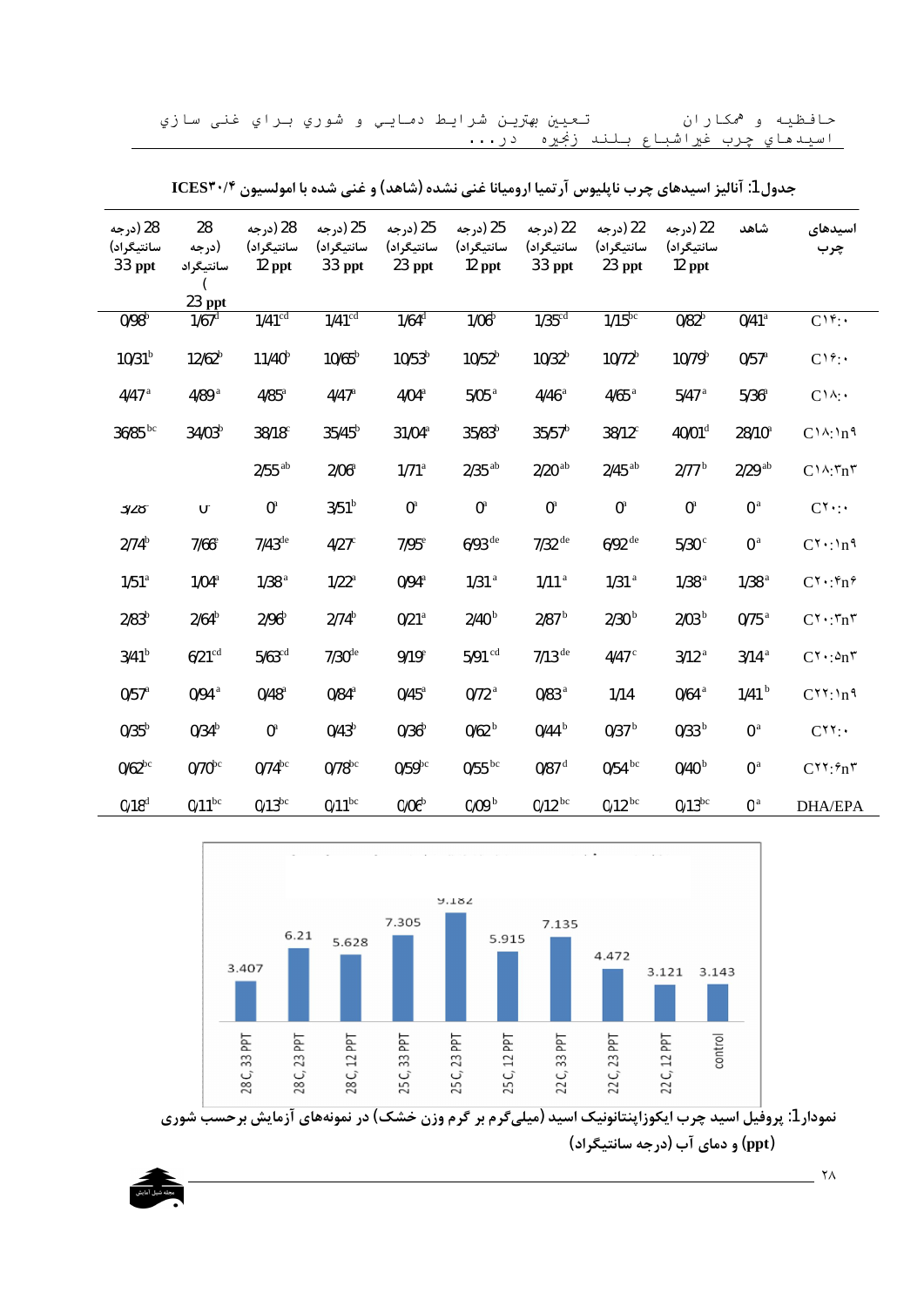جدول1: آنالیز اسیدهای چرب ناپلیوس آرتمیا ارومیانا غنی نشده (شاهد) و غنی شده با امولسیون ICES۳۰/۴

| اسیدهای چرب | شاهد | 22 (درجه سانتیگراد) 12 ppt | 22 (درجه سانتیگراد) 23 ppt | 22 (درجه سانتیگراد) 33 ppt | 25 (درجه سانتیگراد) 12 ppt | 25 (درجه سانتیگراد) 23 ppt | 25 (درجه سانتیگراد) 33 ppt | 28 (درجه سانتیگراد) 12 ppt | 28 (درجه سانتیگراد) 23 ppt | 28 (درجه سانتیگراد) 33 ppt |
|---|---|---|---|---|---|---|---|---|---|---|
| C۱۴:۰ | 0/41$^{a}$ | 0/82$^{b}$ | 1/15$^{bc}$ | 1/35$^{cd}$ | 1/06$^{b}$ | 1/64$^{d}$ | 1/41$^{cd}$ | 1/41$^{cd}$ | 1/67$^{d}$ | 0/98$^{b}$ |
| C۱۶:۰ | 0/57$^{a}$ | 10/79$^{b}$ | 10/72$^{b}$ | 10/32$^{b}$ | 10/52$^{b}$ | 10/53$^{b}$ | 10/65$^{b}$ | 11/40$^{b}$ | 12/62$^{b}$ | 10/31$^{b}$ |
| C۱۸:۰ | 5/36$^{a}$ | 5/47$^{a}$ | 4/65$^{a}$ | 4/46$^{a}$ | 5/05$^{a}$ | 4/04$^{a}$ | 4/47$^{a}$ | 4/85$^{a}$ | 4/89$^{a}$ | 4/47$^{a}$ |
| C۱۸:۱n۹ | 28/10$^{a}$ | 40/01$^{d}$ | 38/12$^{c}$ | 35/57$^{b}$ | 35/83$^{b}$ | 31/04$^{a}$ | 35/45$^{b}$ | 38/18$^{c}$ | 34/03$^{b}$ | 36/85$^{bc}$ |
| C۱۸:۳n۳ | 2/29$^{ab}$ | 2/77$^{b}$ | 2/45$^{ab}$ | 2/20$^{ab}$ | 2/35$^{ab}$ | 1/71$^{a}$ | 2/06$^{a}$ | 2/55$^{ab}$ | | |
| C۲۰:۰ | 0$^{a}$ | 0$^{a}$ | 0$^{a}$ | 0$^{a}$ | 0$^{a}$ | 0$^{a}$ | 3/51$^{b}$ | 0$^{a}$ | 0 | 3/28 |
| C۲۰:۱n۹ | 0$^{a}$ | 5/30$^{c}$ | 6/92$^{de}$ | 7/32$^{de}$ | 6/93$^{de}$ | 7/95$^{e}$ | 4/27$^{c}$ | 7/43$^{de}$ | 7/66$^{e}$ | 2/74$^{b}$ |
| C۲۰:۴n۶ | 1/38$^{a}$ | 1/38$^{a}$ | 1/31$^{a}$ | 1/11$^{a}$ | 1/31$^{a}$ | 0/94$^{a}$ | 1/22$^{a}$ | 1/38$^{a}$ | 1/04$^{a}$ | 1/51$^{a}$ |
| C۲۰:۳n۳ | 0/75$^{a}$ | 2/03$^{b}$ | 2/30$^{b}$ | 2/87$^{b}$ | 2/40$^{b}$ | 0/21$^{a}$ | 2/74$^{b}$ | 2/96$^{b}$ | 2/64$^{b}$ | 2/83$^{b}$ |
| C۲۰:۵n۳ | 3/14$^{a}$ | 3/12$^{a}$ | 4/47$^{c}$ | 7/13$^{de}$ | 5/91$^{cd}$ | 9/19$^{e}$ | 7/30$^{de}$ | 5/63$^{cd}$ | 6/21$^{cd}$ | 3/41$^{b}$ |
| C۲۲:۱n۹ | 1/41$^{b}$ | 0/64$^{a}$ | 1/14 | 0/83$^{a}$ | 0/72$^{a}$ | 0/45$^{a}$ | 0/84$^{a}$ | 0/48$^{a}$ | 0/94$^{a}$ | 0/57$^{a}$ |
| C۲۲:۰ | 0$^{a}$ | 0/33$^{b}$ | 0/37$^{b}$ | 0/44$^{b}$ | 0/62$^{b}$ | 0/36$^{b}$ | 0/43$^{b}$ | 0$^{a}$ | 0/34$^{b}$ | 0/35$^{b}$ |
| C۲۲:۶n۳ | 0$^{a}$ | 0/40$^{b}$ | 0/54$^{bc}$ | 0/87$^{d}$ | 0/55$^{bc}$ | 0/59$^{bc}$ | 0/78$^{bc}$ | 0/74$^{bc}$ | 0/70$^{bc}$ | 0/62$^{bc}$ |
| DHA/EPA | 0$^{a}$ | 0/13$^{bc}$ | 0/12$^{bc}$ | 0/12$^{bc}$ | 0/09$^{b}$ | 0/06$^{b}$ | 0/11$^{bc}$ | 0/13$^{bc}$ | 0/11$^{bc}$ | 0/18$^{d}$ |

نمودار1: پروفیل اسید چرب ایکوزاپنتانونیک اسید (میلی‌گرم بر گرم وزن خشک) در نمونه‌های آزمایش برحسب شوری (ppt) و دمای آب (درجه سانتیگراد)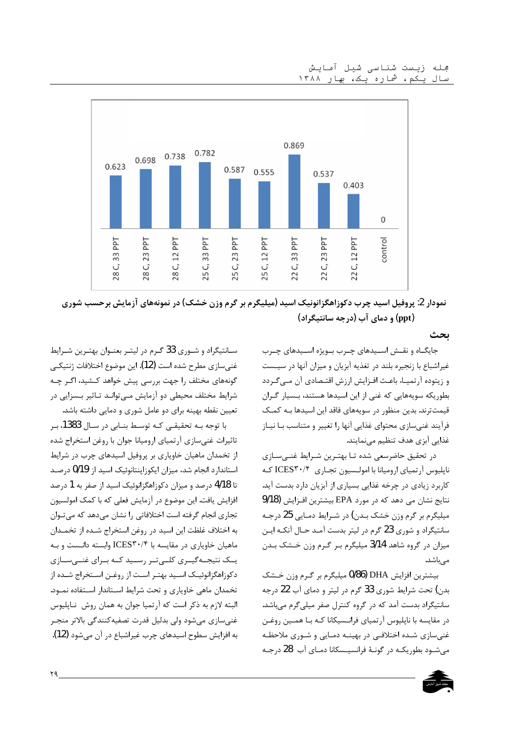| 28 C, 33 PPT | 28 C, 23 PPT | 28 C, 12 PPT | 25 C, 33 PPT | 25 C, 23 PPT | 25 C, 12 PPT | 22 C, 33 PPT | 22 C, 23 PPT | 22 C, 12 PPT | control |
|---|---|---|---|---|---|---|---|---|---|
| 0.623 | 0.698 | 0.738 | 0.782 | 0.587 | 0.555 | 0.869 | 0.537 | 0.403 | 0 |

**نمودار 2: پروفیل اسید چرب دکوزاهگزانوئیک اسید (میلیگرم بر گرم وزن خشک) در نمونه‌های آزمایش برحسب شوری (ppt) و دمای آب (درجه سانتیگراد)**

## بحث

جایگاه و نقش اسیدهای چرب بویژه اسیدهای چرب غیراشباع با زنجیره بلند در تغذیه آبزیان و میزان آنها در سیست و زیتوده آرتمیا، باعث افزایش ارزش اقتصادی آن می‌گردد بطوریکه سویه‌هایی که غنی از این اسیدها هستند، بسیار گران قیمت‌ترند. بدین منظور در سویه‌های فاقد این اسیدها به کمک فرآیند غنی‌سازی محتوای غذایی آنها را تغییر و متناسب با نیاز غذایی آبزی هدف تنظیم می‌نمایند.

در تحقیق حاضرسعی شده تا بهترین شرایط غنی‌سازی ناپلیوس آرتمیای ارومیانا با امولسیون تجاری ICES۳۰/۴ که کاربرد زیادی در چرخه غذایی بسیاری از آبزیان دارد بدست آید. نتایج نشان می دهد که در مورد EPA بیشترین افزایش (9/18 میلیگرم بر گرم وزن خشک بدن) در شرایط دمایی 25 درجه سانتیگراد و شوری 23 گرم در لیتر بدست آمد حال آنکه این میزان در گروه شاهد 3/14 میلیگرم بر گرم وزن خشک بدن می‌باشد.

بیشترین افزایش DHA (0/86 میلیگرم بر گرم وزن خشک بدن) تحت شرایط شوری 33 گرم در لیتر و دمای آب 22 درجه سانتیگراد بدست آمد که در گروه کنترل صفر میلی‌گرم می‌باشد. در مقایسه با ناپلیوس آرتمیای فرانسیسکانا که با همین روغن غنی‌سازی شده اختلافی در بهینه دمایی و شوری ملاحظه می‌شود بطوریکه در گونهٔ فرانسیسکانا دمای آب 28 درجه سانتیگراد و شوری 33 گرم در لیتر بعنوان بهترین شرایط غنی‌سازی مطرح شده است (12). این موضوع اختلافات ژنتیکی گونه‌های مختلف را جهت بررسی پیش خواهد کشید، اگر چه شرایط مختلف محیطی دو آزمایش می‌تواند تاثیر بسزایی در تعیین نقطه بهینه برای دو عامل شوری و دمایی داشته باشد.

با توجه به تحقیقی که توسط بنابی در سال 1383، بر تاثیرات غنی‌سازی آرتمیای ارومیانا جوان با روغن استخراج شده از تخمدان ماهیان خاویاری بر پروفیل اسیدهای چرب در شرایط استاندارد انجام شد، میزان ایکوزاپنتانوئیک اسید از 0/19 درصد تا 4/18 درصد و میزان دکوزاهگزانوئیک اسید از صفر به 1 درصد افزایش یافت. این موضوع در آزمایش فعلی که با کمک امولسیون تجاری انجام گرفته است اختلافاتی را نشان می‌دهد که می‌توان به اختلاف غلظت این اسید در روغن استخراج شده از تخمدان ماهیان خاویاری در مقایسه با ICES۳۰/۴ وابسته دانست و به یک نتیجه‌گیری کلی‌تر رسید که برای غنی‌سازی دکوزاهگزانوئیک اسید بهتر است از روغن استخراج شده از تخمدان ماهی خاویاری و تحت شرایط استاندار استفاده نمود. البته لازم به ذکر است که آرتمیا جوان به همان روش ناپلیوس غنی‌سازی می‌شود ولی بدلیل قدرت تصفیه‌کنندگی بالاتر منجر به افزایش سطوح اسیدهای چرب غیراشباع در آن می‌شود (12).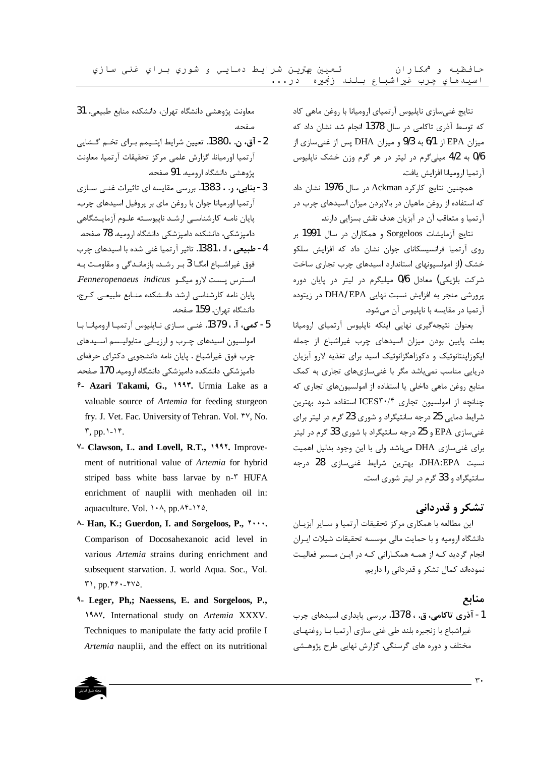نتایج غنی‌سازی ناپلیوس آرتمیای ارومیانا با روغن ماهی کاد که توسط آذری تاکامی در سال 1378 انجام شد نشان داد که میزان EPA از 6/1 به 9/3 و میزان DHA پس از غنی‌سازی از 0/6 به 4/2 میلی‌گرم در لیتر در هر گرم وزن خشک ناپلیوس آرتمیا ارومیانا افزایش یافت.

همچنین نتایج کارکرد Ackman در سال 1976 نشان داد که استفاده از روغن ماهیان در بالابردن میزان اسیدهای چرب در آرتمیا و متعاقب آن در آبزیان هدف نقش بسزایی دارند.

نتایج آزمایشات Sorgeloos و همکاران در سال 1991 بر روی آرتمیا فرانسیسکانای جوان نشان داد که افزایش سلکو خشک (از امولسیونهای استاندارد اسیدهای چرب تجاری ساخت شرکت بلژیکی) معادل 0/6 میلیگرم در لیتر در پایان دوره پرورشی منجر به افزایش نسبت نهایی DHA/EPA در زیتوده آرتمیا در مقایسه با ناپلیوس آن می‌شود.

بعنوان نتیجه‌گیری نهایی اینکه ناپلیوس آرتمیای ارومیانا بعلت پایین بودن میزان اسیدهای چرب غیراشباع از جمله ایکوزاپنتانوئیک و دکوزاهگزانوئیک اسید برای تغذیه لارو آبزیان دریایی مناسب نمی‌باشد مگر با غنی‌سازی‌های تجاری به کمک منابع روغن ماهی داخلی یا استفاده از امولسیون‌های تجاری که چنانچه از امولسیون تجاری ICES۳۰/۴ استفاده شود بهترین شرایط دمایی 25 درجه سانتیگراد و شوری 23 گرم در لیتر برای غنی‌سازی EPA و 25 درجه سانتیگراد با شوری 33 گرم در لیتر برای غنی‌سازی DHA می‌باشد ولی با این وجود بدلیل اهمیت نسبت DHA:EPA، بهترین شرایط غنی‌سازی 28 درجه سانتیگراد و 33 گرم در لیتر شوری است.

## تشکر و قدردانی

این مطالعه با همکاری مرکز تحقیقات آرتمیا و سایر آبزیان دانشگاه ارومیه و با حمایت مالی موسسه تحقیقات شیلات ایران انجام گردید که از همه همکارانی که در این مسیر فعالیت نموده‌اند کمال تشکر و قدردانی را داریم.

## منابع

1- **آذری تاکامی، ق. ،** 1378. بررسی پایداری اسیدهای چرب غیراشباع با زنجیره بلند طی غنی سازی آرتمیا با روغنهای مختلف و دوره های گرسنگی. گزارش نهایی طرح پژوهشی معاونت پژوهشی دانشگاه تهران، دانشکده منابع طبیعی. 31 صفحه.

2- **آق، ن. ،**1380. تعیین شرایط اپتیمم برای تخم گشایی آرتمیا اورمیانا. گزارش علمی مرکز تحقیقات آرتمیا، معاونت پژوهشی دانشگاه ارومیه. 91 صفحه.

3- **بنابی، ر. ،** 1383. بررسی مقایسه ای تاثیرات غنی سازی آرتمیا اورمیانا جوان با روغن مای بر پروفیل اسیدهای چرب. پایان نامه کارشناسی ارشد ناپیوسته علوم آزمایشگاهی دامپزشکی، دانشکده دامپزشکی دانشگاه ارومیه. 78 صفحه.

4- **طبیعی ، ا. ،**1381. تاثیر آرتمیا غنی شده با اسیدهای چرب فوق غیراشباع امگا 3 بر رشد، بازماندگی و مقاومت به استرس پست لارو میگو *Fenneropenaeus indicus*، پایان نامه کارشناسی ارشد دانشکده منابع طبیعی کرج، دانشگاه تهران. 159 صفحه.

5- **کمی، آ. ،** 1379. غنی سازی ناپلیوس آرتمیا ارومیانا با امولسیون اسیدهای چرب و ارزیابی متابولیسم اسیدهای چرب فوق غیراشباع . پایان نامه دانشجویی دکترای حرفه‌ای دامپزشکی. دانشکده دامپزشکی دانشگاه ارومیه. 170 صفحه.

۶- **Azari Takami, G., ۱۹۹۳.** Urmia Lake as a valuable source of *Artemia* for feeding sturgeon fry. J. Vet. Fac. University of Tehran. Vol. ۴۷, No. ۳, pp.۱-۱۴.

۷- **Clawson, L. and Lovell, R.T., ۱۹۹۲.** Improvement of nutritional value of *Artemia* for hybrid striped bass white bass larvae by n-۳ HUFA enrichment of nauplii with menhaden oil in: aquaculture. Vol. ۱۰۸, pp.۸۴-۱۲۵.

۸- **Han, K.; Guerdon, I. and Sorgeloos, P., ۲۰۰۰.** Comparison of Docosahexanoic acid level in various *Artemia* strains during enrichment and subsequent starvation. J. world Aqua. Soc., Vol. ۳۱, pp.۴۶۰-۴۷۵.

۹- **Leger, Ph,; Naessens, E. and Sorgeloos, P., ۱۹۸۷.** International study on *Artemia* XXXV. Techniques to manipulate the fatty acid profile I *Artemia* nauplii, and the effect on its nutritional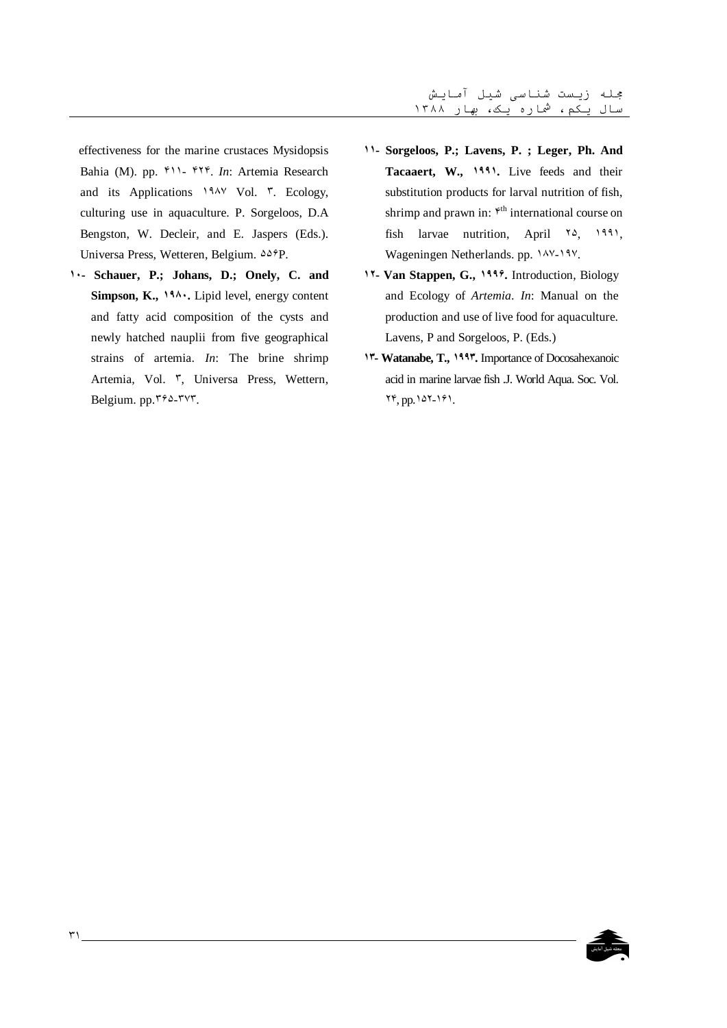effectiveness for the marine crustaces Mysidopsis Bahia (M). pp. ۴۱۱- ۴۲۴. *In*: Artemia Research and its Applications ۱۹۸۷ Vol. ۳. Ecology, culturing use in aquaculture. P. Sorgeloos, D.A Bengston, W. Decleir, and E. Jaspers (Eds.). Universa Press, Wetteren, Belgium. ۵۵۶P.

۱۰- **Schauer, P.; Johans, D.; Onely, C. and Simpson, K., ۱۹۸۰.** Lipid level, energy content and fatty acid composition of the cysts and newly hatched nauplii from five geographical strains of artemia. *In*: The brine shrimp Artemia, Vol. ۳, Universa Press, Wettern, Belgium. pp.۳۶۵-۳۷۳.

۱۱- **Sorgeloos, P.; Lavens, P. ; Leger, Ph. And Tacaaert, W., ۱۹۹۱.** Live feeds and their substitution products for larval nutrition of fish, shrimp and prawn in: ۴th international course on fish larvae nutrition, April ۲۵, ۱۹۹۱, Wageningen Netherlands. pp. ۱۸۷-۱۹۷.

۱۲- **Van Stappen, G., ۱۹۹۶.** Introduction, Biology and Ecology of *Artemia*. *In*: Manual on the production and use of live food for aquaculture. Lavens, P and Sorgeloos, P. (Eds.)

۱۳- **Watanabe, T., ۱۹۹۳.** Importance of Docosahexanoic acid in marine larvae fish .J. World Aqua. Soc. Vol. ۲۴, pp.۱۵۲-۱۶۱.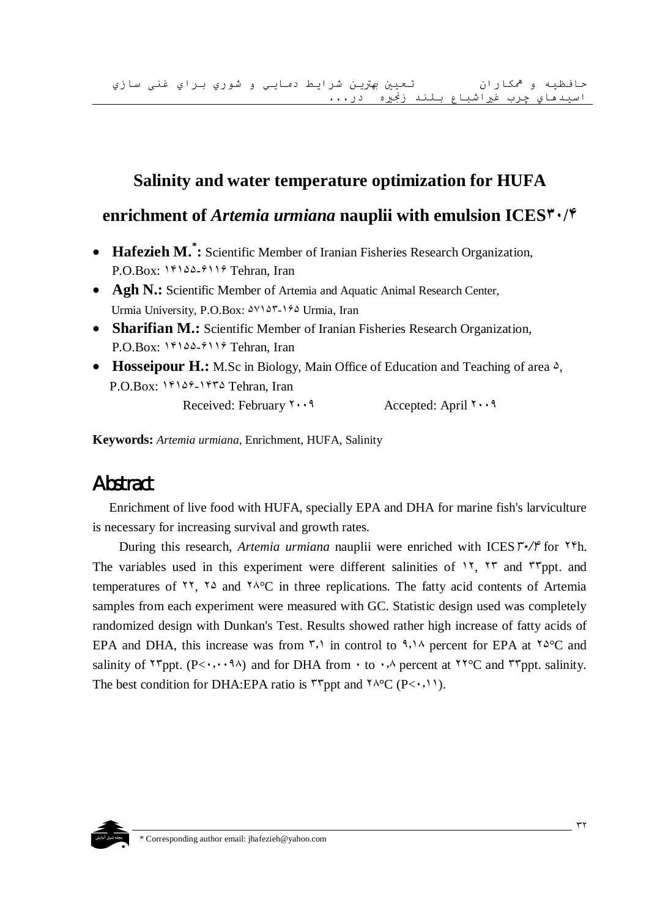# Salinity and water temperature optimization for HUFA enrichment of *Artemia urmiana* nauplii with emulsion ICES۳۰/۴

- **Hafezieh M.**[*]**:** Scientific Member of Iranian Fisheries Research Organization, P.O.Box: ۱۴۱۵۵-۶۱۱۶ Tehran, Iran
- **Agh N.:** Scientific Member of Artemia and Aquatic Animal Research Center, Urmia University, P.O.Box: ۵۷۱۵۳-۱۶۵ Urmia, Iran
- **Sharifian M.:** Scientific Member of Iranian Fisheries Research Organization, P.O.Box: ۱۴۱۵۵-۶۱۱۶ Tehran, Iran
- **Hosseipour H.:** M.Sc in Biology, Main Office of Education and Teaching of area ۵, P.O.Box: ۱۴۱۵۶-۱۴۳۵ Tehran, Iran

Received: February ۲۰۰۹ Accepted: April ۲۰۰۹

**Keywords:** *Artemia urmiana*, Enrichment, HUFA, Salinity

## Abstract

Enrichment of live food with HUFA, specially EPA and DHA for marine fish's larviculture is necessary for increasing survival and growth rates.

During this research, *Artemia urmiana* nauplii were enriched with ICES۳۰/۴ for ۲۴h. The variables used in this experiment were different salinities of ۱۲, ۲۳ and ۳۳ppt. and temperatures of ۲۲, ۲۵ and ۲۸°C in three replications. The fatty acid contents of Artemia samples from each experiment were measured with GC. Statistic design used was completely randomized design with Dunkan's Test. Results showed rather high increase of fatty acids of EPA and DHA, this increase was from ۳,۱ in control to ۹,۱۸ percent for EPA at ۲۵°C and salinity of ۲۳ppt. (P<۰,۰۰۹۸) and for DHA from ۰ to ۰,۸ percent at ۲۲°C and ۳۳ppt. salinity. The best condition for DHA:EPA ratio is ۳۳ppt and ۲۸°C (P<۰,۱۱).

* Corresponding author email: jhafezieh@yahoo.com